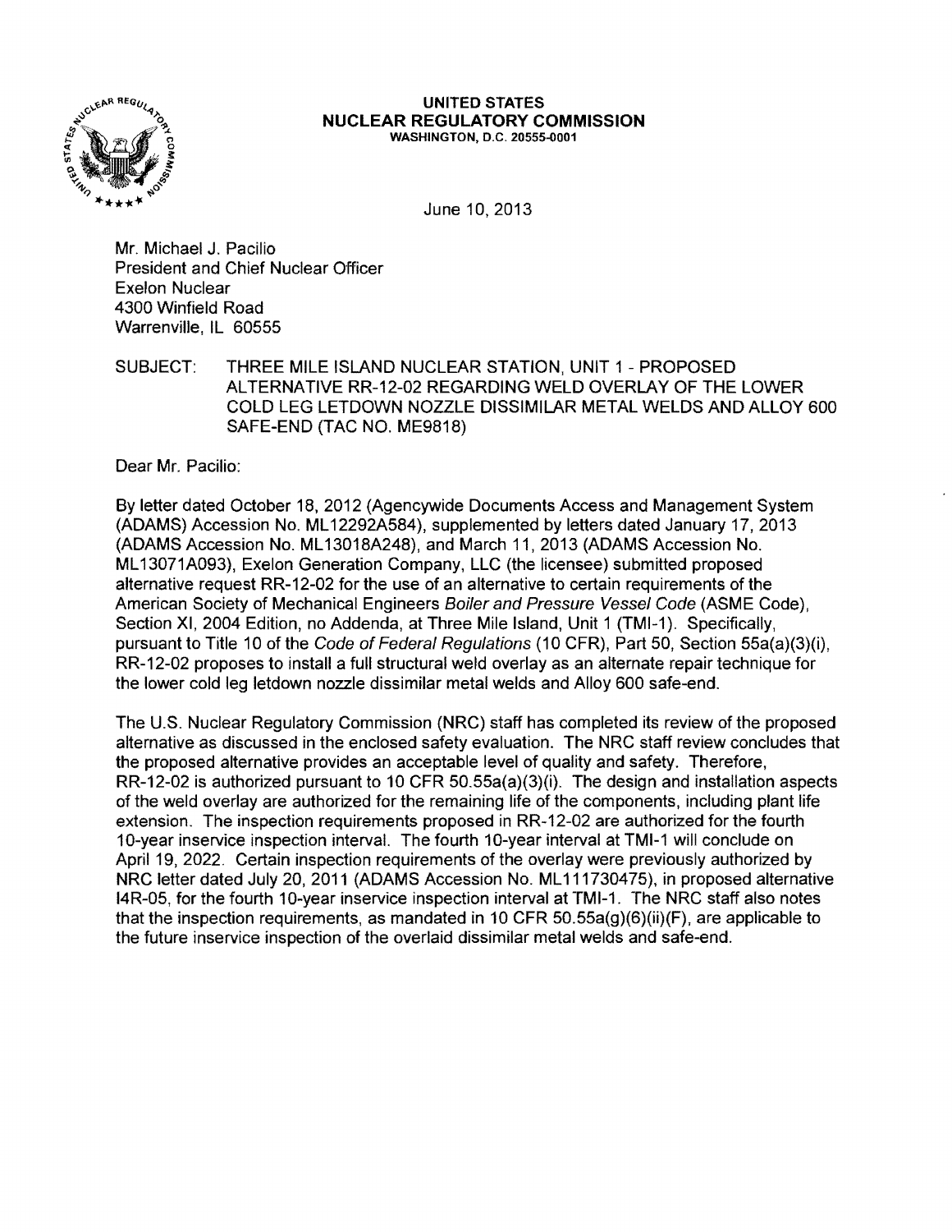# UNITED STATES
# NUCLEAR REGULATORY COMMISSION
WASHINGTON, D.C. 20555-0001

June 10, 2013

Mr. Michael J. Pacilio
President and Chief Nuclear Officer
Exelon Nuclear
4300 Winfield Road
Warrenville, IL 60555

SUBJECT: THREE MILE ISLAND NUCLEAR STATION, UNIT 1 - PROPOSED ALTERNATIVE RR-12-02 REGARDING WELD OVERLAY OF THE LOWER COLD LEG LETDOWN NOZZLE DISSIMILAR METAL WELDS AND ALLOY 600 SAFE-END (TAC NO. ME9818)

Dear Mr. Pacilio:

By letter dated October 18, 2012 (Agencywide Documents Access and Management System (ADAMS) Accession No. ML12292A584), supplemented by letters dated January 17, 2013 (ADAMS Accession No. ML13018A248), and March 11, 2013 (ADAMS Accession No. ML13071A093), Exelon Generation Company, LLC (the licensee) submitted proposed alternative request RR-12-02 for the use of an alternative to certain requirements of the American Society of Mechanical Engineers *Boiler and Pressure Vessel Code* (ASME Code), Section XI, 2004 Edition, no Addenda, at Three Mile Island, Unit 1 (TMI-1). Specifically, pursuant to Title 10 of the *Code of Federal Regulations* (10 CFR), Part 50, Section 55a(a)(3)(i), RR-12-02 proposes to install a full structural weld overlay as an alternate repair technique for the lower cold leg letdown nozzle dissimilar metal welds and Alloy 600 safe-end.

The U.S. Nuclear Regulatory Commission (NRC) staff has completed its review of the proposed alternative as discussed in the enclosed safety evaluation. The NRC staff review concludes that the proposed alternative provides an acceptable level of quality and safety. Therefore, RR-12-02 is authorized pursuant to 10 CFR 50.55a(a)(3)(i). The design and installation aspects of the weld overlay are authorized for the remaining life of the components, including plant life extension. The inspection requirements proposed in RR-12-02 are authorized for the fourth 10-year inservice inspection interval. The fourth 10-year interval at TMI-1 will conclude on April 19, 2022. Certain inspection requirements of the overlay were previously authorized by NRC letter dated July 20, 2011 (ADAMS Accession No. ML111730475), in proposed alternative I4R-05, for the fourth 10-year inservice inspection interval at TMI-1. The NRC staff also notes that the inspection requirements, as mandated in 10 CFR 50.55a(g)(6)(ii)(F), are applicable to the future inservice inspection of the overlaid dissimilar metal welds and safe-end.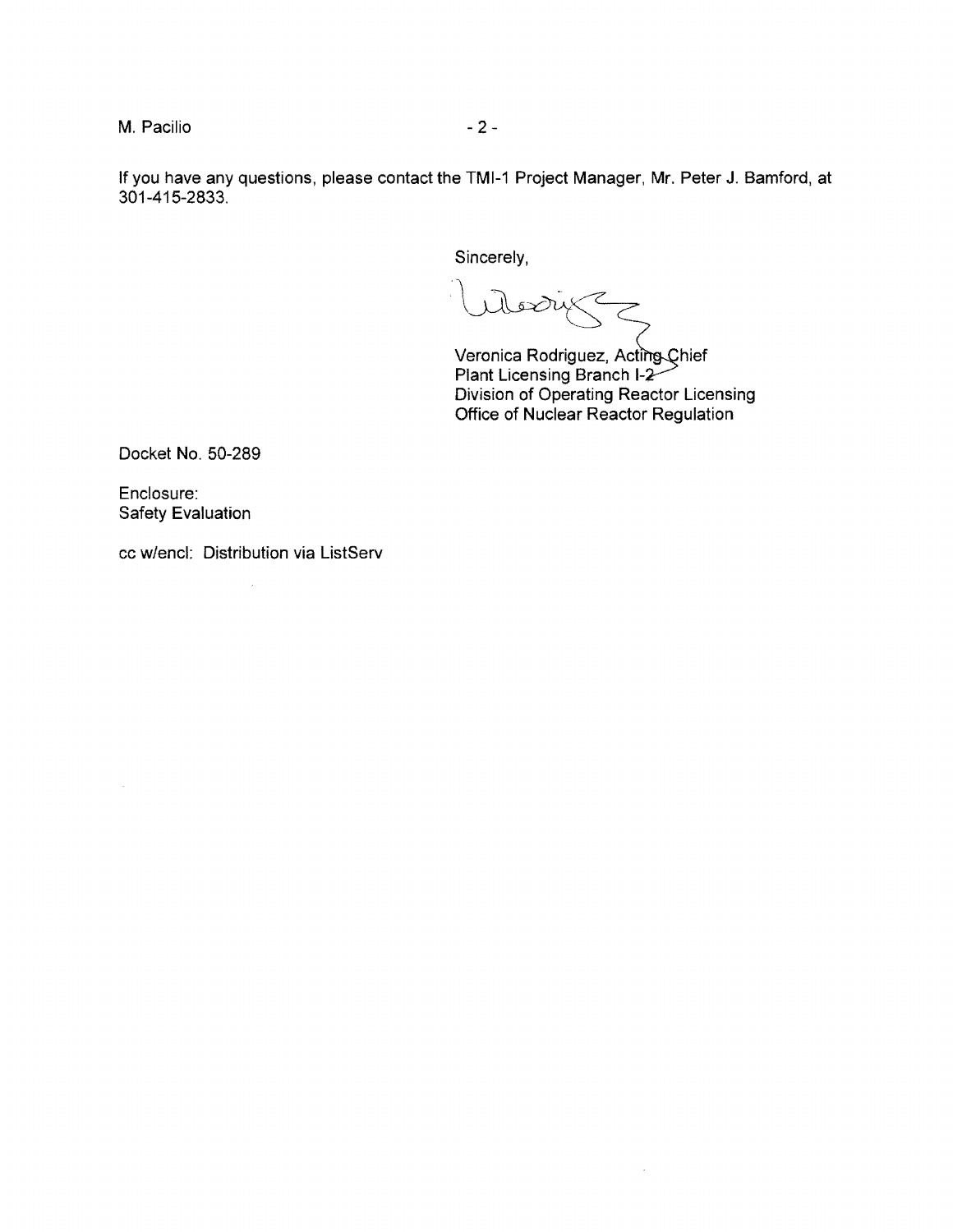If you have any questions, please contact the TMI-1 Project Manager, Mr. Peter J. Bamford, at 301-415-2833.

Sincerely,

Veronica Rodriguez, Acting Chief
Plant Licensing Branch I-2
Division of Operating Reactor Licensing
Office of Nuclear Reactor Regulation

Docket No. 50-289

Enclosure:
Safety Evaluation

cc w/encl: Distribution via ListServ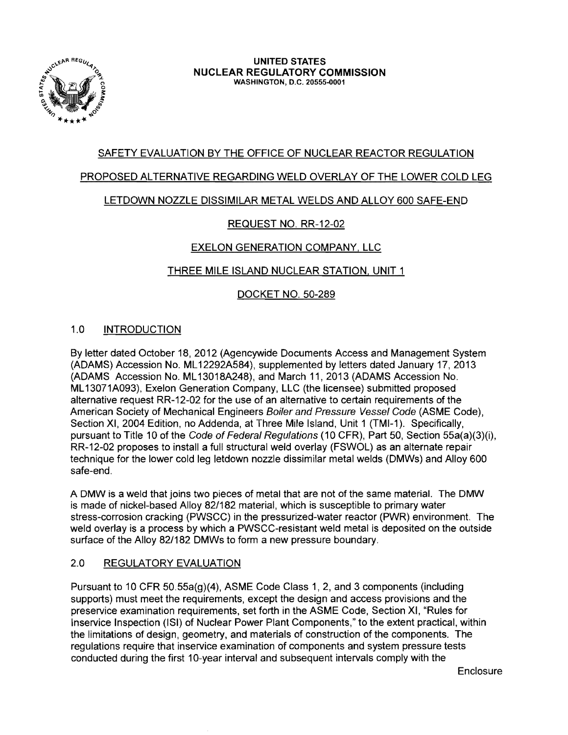**UNITED STATES**
**NUCLEAR REGULATORY COMMISSION**
WASHINGTON, D.C. 20555-0001

SAFETY EVALUATION BY THE OFFICE OF NUCLEAR REACTOR REGULATION

PROPOSED ALTERNATIVE REGARDING WELD OVERLAY OF THE LOWER COLD LEG

LETDOWN NOZZLE DISSIMILAR METAL WELDS AND ALLOY 600 SAFE-END

REQUEST NO. RR-12-02

EXELON GENERATION COMPANY, LLC

THREE MILE ISLAND NUCLEAR STATION, UNIT 1

DOCKET NO. 50-289

## 1.0 INTRODUCTION

By letter dated October 18, 2012 (Agencywide Documents Access and Management System (ADAMS) Accession No. ML12292A584), supplemented by letters dated January 17, 2013 (ADAMS Accession No. ML13018A248), and March 11, 2013 (ADAMS Accession No. ML13071A093), Exelon Generation Company, LLC (the licensee) submitted proposed alternative request RR-12-02 for the use of an alternative to certain requirements of the American Society of Mechanical Engineers *Boiler and Pressure Vessel Code* (ASME Code), Section XI, 2004 Edition, no Addenda, at Three Mile Island, Unit 1 (TMI-1). Specifically, pursuant to Title 10 of the *Code of Federal Regulations* (10 CFR), Part 50, Section 55a(a)(3)(i), RR-12-02 proposes to install a full structural weld overlay (FSWOL) as an alternate repair technique for the lower cold leg letdown nozzle dissimilar metal welds (DMWs) and Alloy 600 safe-end.

A DMW is a weld that joins two pieces of metal that are not of the same material. The DMW is made of nickel-based Alloy 82/182 material, which is susceptible to primary water stress-corrosion cracking (PWSCC) in the pressurized-water reactor (PWR) environment. The weld overlay is a process by which a PWSCC-resistant weld metal is deposited on the outside surface of the Alloy 82/182 DMWs to form a new pressure boundary.

## 2.0 REGULATORY EVALUATION

Pursuant to 10 CFR 50.55a(g)(4), ASME Code Class 1, 2, and 3 components (including supports) must meet the requirements, except the design and access provisions and the preservice examination requirements, set forth in the ASME Code, Section XI, "Rules for Inservice Inspection (ISI) of Nuclear Power Plant Components," to the extent practical, within the limitations of design, geometry, and materials of construction of the components. The regulations require that inservice examination of components and system pressure tests conducted during the first 10-year interval and subsequent intervals comply with the

Enclosure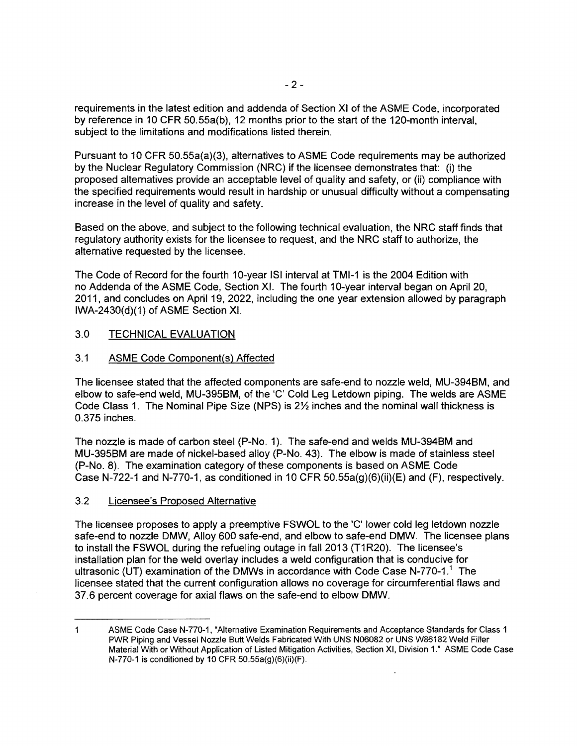requirements in the latest edition and addenda of Section XI of the ASME Code, incorporated by reference in 10 CFR 50.55a(b), 12 months prior to the start of the 120-month interval, subject to the limitations and modifications listed therein.

Pursuant to 10 CFR 50.55a(a)(3), alternatives to ASME Code requirements may be authorized by the Nuclear Regulatory Commission (NRC) if the licensee demonstrates that: (i) the proposed alternatives provide an acceptable level of quality and safety, or (ii) compliance with the specified requirements would result in hardship or unusual difficulty without a compensating increase in the level of quality and safety.

Based on the above, and subject to the following technical evaluation, the NRC staff finds that regulatory authority exists for the licensee to request, and the NRC staff to authorize, the alternative requested by the licensee.

The Code of Record for the fourth 10-year ISI interval at TMI-1 is the 2004 Edition with no Addenda of the ASME Code, Section XI. The fourth 10-year interval began on April 20, 2011, and concludes on April 19, 2022, including the one year extension allowed by paragraph IWA-2430(d)(1) of ASME Section XI.

## 3.0 TECHNICAL EVALUATION

### 3.1 ASME Code Component(s) Affected

The licensee stated that the affected components are safe-end to nozzle weld, MU-394BM, and elbow to safe-end weld, MU-395BM, of the 'C' Cold Leg Letdown piping. The welds are ASME Code Class 1. The Nominal Pipe Size (NPS) is 2½ inches and the nominal wall thickness is 0.375 inches.

The nozzle is made of carbon steel (P-No. 1). The safe-end and welds MU-394BM and MU-395BM are made of nickel-based alloy (P-No. 43). The elbow is made of stainless steel (P-No. 8). The examination category of these components is based on ASME Code Case N-722-1 and N-770-1, as conditioned in 10 CFR 50.55a(g)(6)(ii)(E) and (F), respectively.

### 3.2 Licensee's Proposed Alternative

The licensee proposes to apply a preemptive FSWOL to the 'C' lower cold leg letdown nozzle safe-end to nozzle DMW, Alloy 600 safe-end, and elbow to safe-end DMW. The licensee plans to install the FSWOL during the refueling outage in fall 2013 (T1R20). The licensee's installation plan for the weld overlay includes a weld configuration that is conducive for ultrasonic (UT) examination of the DMWs in accordance with Code Case N-770-1.[1] The licensee stated that the current configuration allows no coverage for circumferential flaws and 37.6 percent coverage for axial flaws on the safe-end to elbow DMW.

---

1 ASME Code Case N-770-1, "Alternative Examination Requirements and Acceptance Standards for Class 1 PWR Piping and Vessel Nozzle Butt Welds Fabricated With UNS N06082 or UNS W86182 Weld Filler Material With or Without Application of Listed Mitigation Activities, Section XI, Division 1." ASME Code Case N-770-1 is conditioned by 10 CFR 50.55a(g)(6)(ii)(F).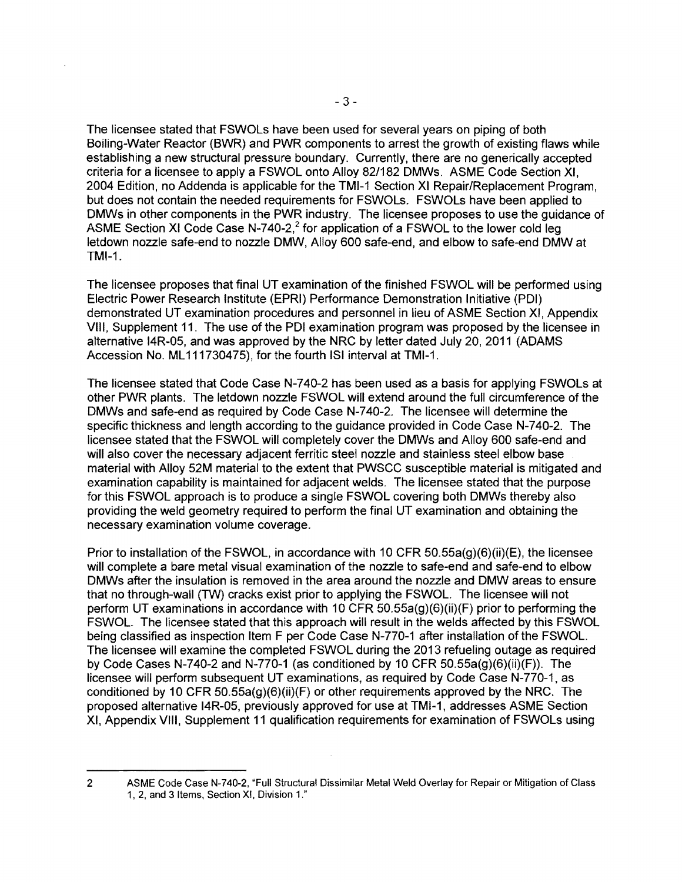The licensee stated that FSWOLs have been used for several years on piping of both Boiling-Water Reactor (BWR) and PWR components to arrest the growth of existing flaws while establishing a new structural pressure boundary. Currently, there are no generically accepted criteria for a licensee to apply a FSWOL onto Alloy 82/182 DMWs. ASME Code Section XI, 2004 Edition, no Addenda is applicable for the TMI-1 Section XI Repair/Replacement Program, but does not contain the needed requirements for FSWOLs. FSWOLs have been applied to DMWs in other components in the PWR industry. The licensee proposes to use the guidance of ASME Section XI Code Case N-740-2,[2] for application of a FSWOL to the lower cold leg letdown nozzle safe-end to nozzle DMW, Alloy 600 safe-end, and elbow to safe-end DMW at TMI-1.

The licensee proposes that final UT examination of the finished FSWOL will be performed using Electric Power Research Institute (EPRI) Performance Demonstration Initiative (PDI) demonstrated UT examination procedures and personnel in lieu of ASME Section XI, Appendix VIII, Supplement 11. The use of the PDI examination program was proposed by the licensee in alternative I4R-05, and was approved by the NRC by letter dated July 20, 2011 (ADAMS Accession No. ML111730475), for the fourth ISI interval at TMI-1.

The licensee stated that Code Case N-740-2 has been used as a basis for applying FSWOLs at other PWR plants. The letdown nozzle FSWOL will extend around the full circumference of the DMWs and safe-end as required by Code Case N-740-2. The licensee will determine the specific thickness and length according to the guidance provided in Code Case N-740-2. The licensee stated that the FSWOL will completely cover the DMWs and Alloy 600 safe-end and will also cover the necessary adjacent ferritic steel nozzle and stainless steel elbow base material with Alloy 52M material to the extent that PWSCC susceptible material is mitigated and examination capability is maintained for adjacent welds. The licensee stated that the purpose for this FSWOL approach is to produce a single FSWOL covering both DMWs thereby also providing the weld geometry required to perform the final UT examination and obtaining the necessary examination volume coverage.

Prior to installation of the FSWOL, in accordance with 10 CFR 50.55a(g)(6)(ii)(E), the licensee will complete a bare metal visual examination of the nozzle to safe-end and safe-end to elbow DMWs after the insulation is removed in the area around the nozzle and DMW areas to ensure that no through-wall (TW) cracks exist prior to applying the FSWOL. The licensee will not perform UT examinations in accordance with 10 CFR 50.55a(g)(6)(ii)(F) prior to performing the FSWOL. The licensee stated that this approach will result in the welds affected by this FSWOL being classified as inspection Item F per Code Case N-770-1 after installation of the FSWOL. The licensee will examine the completed FSWOL during the 2013 refueling outage as required by Code Cases N-740-2 and N-770-1 (as conditioned by 10 CFR 50.55a(g)(6)(ii)(F)). The licensee will perform subsequent UT examinations, as required by Code Case N-770-1, as conditioned by 10 CFR 50.55a(g)(6)(ii)(F) or other requirements approved by the NRC. The proposed alternative I4R-05, previously approved for use at TMI-1, addresses ASME Section XI, Appendix VIII, Supplement 11 qualification requirements for examination of FSWOLs using

---

2 ASME Code Case N-740-2, "Full Structural Dissimilar Metal Weld Overlay for Repair or Mitigation of Class 1, 2, and 3 Items, Section XI, Division 1."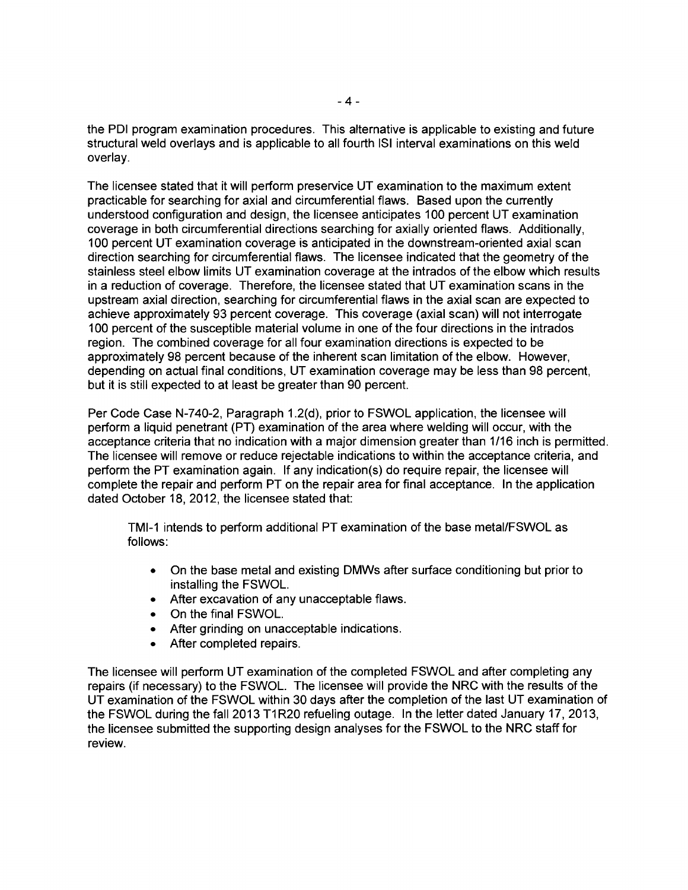the PDI program examination procedures. This alternative is applicable to existing and future structural weld overlays and is applicable to all fourth ISI interval examinations on this weld overlay.

The licensee stated that it will perform preservice UT examination to the maximum extent practicable for searching for axial and circumferential flaws. Based upon the currently understood configuration and design, the licensee anticipates 100 percent UT examination coverage in both circumferential directions searching for axially oriented flaws. Additionally, 100 percent UT examination coverage is anticipated in the downstream-oriented axial scan direction searching for circumferential flaws. The licensee indicated that the geometry of the stainless steel elbow limits UT examination coverage at the intrados of the elbow which results in a reduction of coverage. Therefore, the licensee stated that UT examination scans in the upstream axial direction, searching for circumferential flaws in the axial scan are expected to achieve approximately 93 percent coverage. This coverage (axial scan) will not interrogate 100 percent of the susceptible material volume in one of the four directions in the intrados region. The combined coverage for all four examination directions is expected to be approximately 98 percent because of the inherent scan limitation of the elbow. However, depending on actual final conditions, UT examination coverage may be less than 98 percent, but it is still expected to at least be greater than 90 percent.

Per Code Case N-740-2, Paragraph 1.2(d), prior to FSWOL application, the licensee will perform a liquid penetrant (PT) examination of the area where welding will occur, with the acceptance criteria that no indication with a major dimension greater than 1/16 inch is permitted. The licensee will remove or reduce rejectable indications to within the acceptance criteria, and perform the PT examination again. If any indication(s) do require repair, the licensee will complete the repair and perform PT on the repair area for final acceptance. In the application dated October 18, 2012, the licensee stated that:

> TMI-1 intends to perform additional PT examination of the base metal/FSWOL as follows:
>
> - On the base metal and existing DMWs after surface conditioning but prior to installing the FSWOL.
> - After excavation of any unacceptable flaws.
> - On the final FSWOL.
> - After grinding on unacceptable indications.
> - After completed repairs.

The licensee will perform UT examination of the completed FSWOL and after completing any repairs (if necessary) to the FSWOL. The licensee will provide the NRC with the results of the UT examination of the FSWOL within 30 days after the completion of the last UT examination of the FSWOL during the fall 2013 T1R20 refueling outage. In the letter dated January 17, 2013, the licensee submitted the supporting design analyses for the FSWOL to the NRC staff for review.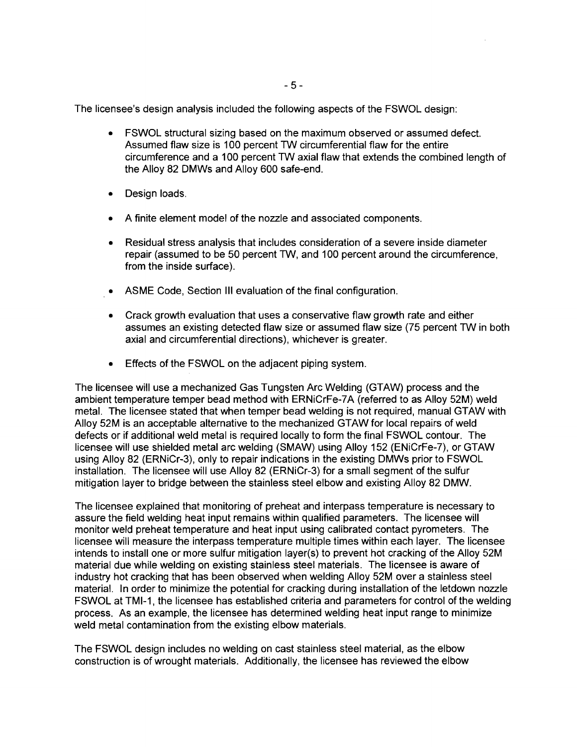The licensee's design analysis included the following aspects of the FSWOL design:

- FSWOL structural sizing based on the maximum observed or assumed defect. Assumed flaw size is 100 percent TW circumferential flaw for the entire circumference and a 100 percent TW axial flaw that extends the combined length of the Alloy 82 DMWs and Alloy 600 safe-end.
- Design loads.
- A finite element model of the nozzle and associated components.
- Residual stress analysis that includes consideration of a severe inside diameter repair (assumed to be 50 percent TW, and 100 percent around the circumference, from the inside surface).
- ASME Code, Section III evaluation of the final configuration.
- Crack growth evaluation that uses a conservative flaw growth rate and either assumes an existing detected flaw size or assumed flaw size (75 percent TW in both axial and circumferential directions), whichever is greater.
- Effects of the FSWOL on the adjacent piping system.

The licensee will use a mechanized Gas Tungsten Arc Welding (GTAW) process and the ambient temperature temper bead method with ERNiCrFe-7A (referred to as Alloy 52M) weld metal. The licensee stated that when temper bead welding is not required, manual GTAW with Alloy 52M is an acceptable alternative to the mechanized GTAW for local repairs of weld defects or if additional weld metal is required locally to form the final FSWOL contour. The licensee will use shielded metal arc welding (SMAW) using Alloy 152 (ENiCrFe-7), or GTAW using Alloy 82 (ERNiCr-3), only to repair indications in the existing DMWs prior to FSWOL installation. The licensee will use Alloy 82 (ERNiCr-3) for a small segment of the sulfur mitigation layer to bridge between the stainless steel elbow and existing Alloy 82 DMW.

The licensee explained that monitoring of preheat and interpass temperature is necessary to assure the field welding heat input remains within qualified parameters. The licensee will monitor weld preheat temperature and heat input using calibrated contact pyrometers. The licensee will measure the interpass temperature multiple times within each layer. The licensee intends to install one or more sulfur mitigation layer(s) to prevent hot cracking of the Alloy 52M material due while welding on existing stainless steel materials. The licensee is aware of industry hot cracking that has been observed when welding Alloy 52M over a stainless steel material. In order to minimize the potential for cracking during installation of the letdown nozzle FSWOL at TMI-1, the licensee has established criteria and parameters for control of the welding process. As an example, the licensee has determined welding heat input range to minimize weld metal contamination from the existing elbow materials.

The FSWOL design includes no welding on cast stainless steel material, as the elbow construction is of wrought materials. Additionally, the licensee has reviewed the elbow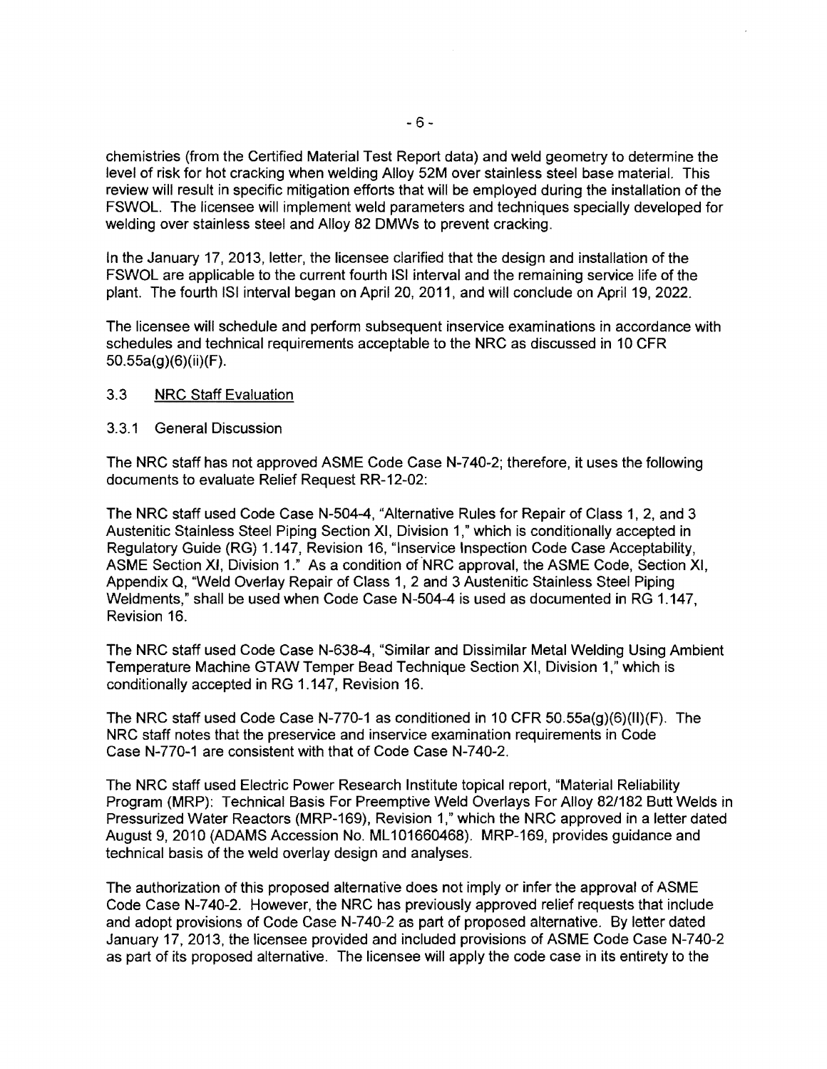chemistries (from the Certified Material Test Report data) and weld geometry to determine the level of risk for hot cracking when welding Alloy 52M over stainless steel base material. This review will result in specific mitigation efforts that will be employed during the installation of the FSWOL. The licensee will implement weld parameters and techniques specially developed for welding over stainless steel and Alloy 82 DMWs to prevent cracking.

In the January 17, 2013, letter, the licensee clarified that the design and installation of the FSWOL are applicable to the current fourth ISI interval and the remaining service life of the plant. The fourth ISI interval began on April 20, 2011, and will conclude on April 19, 2022.

The licensee will schedule and perform subsequent inservice examinations in accordance with schedules and technical requirements acceptable to the NRC as discussed in 10 CFR 50.55a(g)(6)(ii)(F).

### 3.3 NRC Staff Evaluation

#### 3.3.1 General Discussion

The NRC staff has not approved ASME Code Case N-740-2; therefore, it uses the following documents to evaluate Relief Request RR-12-02:

The NRC staff used Code Case N-504-4, "Alternative Rules for Repair of Class 1, 2, and 3 Austenitic Stainless Steel Piping Section XI, Division 1," which is conditionally accepted in Regulatory Guide (RG) 1.147, Revision 16, "Inservice Inspection Code Case Acceptability, ASME Section XI, Division 1." As a condition of NRC approval, the ASME Code, Section XI, Appendix Q, "Weld Overlay Repair of Class 1, 2 and 3 Austenitic Stainless Steel Piping Weldments," shall be used when Code Case N-504-4 is used as documented in RG 1.147, Revision 16.

The NRC staff used Code Case N-638-4, "Similar and Dissimilar Metal Welding Using Ambient Temperature Machine GTAW Temper Bead Technique Section XI, Division 1," which is conditionally accepted in RG 1.147, Revision 16.

The NRC staff used Code Case N-770-1 as conditioned in 10 CFR 50.55a(g)(6)(II)(F). The NRC staff notes that the preservice and inservice examination requirements in Code Case N-770-1 are consistent with that of Code Case N-740-2.

The NRC staff used Electric Power Research Institute topical report, "Material Reliability Program (MRP): Technical Basis For Preemptive Weld Overlays For Alloy 82/182 Butt Welds in Pressurized Water Reactors (MRP-169), Revision 1," which the NRC approved in a letter dated August 9, 2010 (ADAMS Accession No. ML101660468). MRP-169, provides guidance and technical basis of the weld overlay design and analyses.

The authorization of this proposed alternative does not imply or infer the approval of ASME Code Case N-740-2. However, the NRC has previously approved relief requests that include and adopt provisions of Code Case N-740-2 as part of proposed alternative. By letter dated January 17, 2013, the licensee provided and included provisions of ASME Code Case N-740-2 as part of its proposed alternative. The licensee will apply the code case in its entirety to the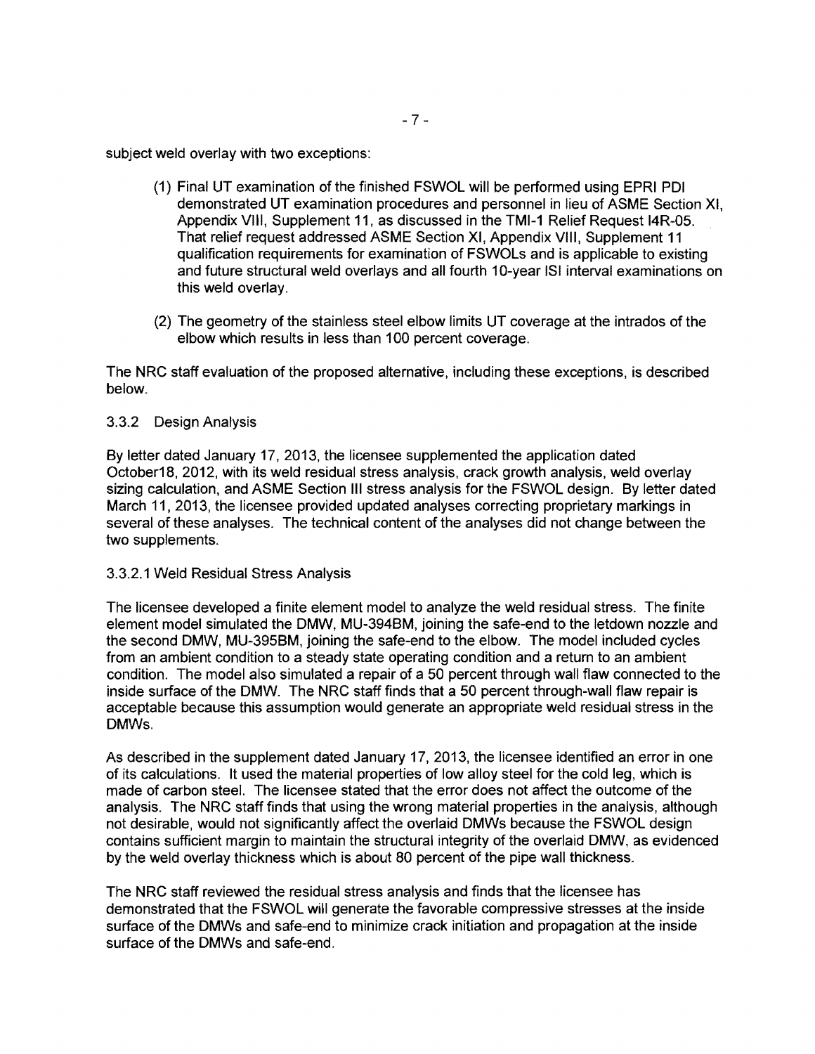subject weld overlay with two exceptions:

(1) Final UT examination of the finished FSWOL will be performed using EPRI PDI demonstrated UT examination procedures and personnel in lieu of ASME Section XI, Appendix VIII, Supplement 11, as discussed in the TMI-1 Relief Request I4R-05. That relief request addressed ASME Section XI, Appendix VIII, Supplement 11 qualification requirements for examination of FSWOLs and is applicable to existing and future structural weld overlays and all fourth 10-year ISI interval examinations on this weld overlay.

(2) The geometry of the stainless steel elbow limits UT coverage at the intrados of the elbow which results in less than 100 percent coverage.

The NRC staff evaluation of the proposed alternative, including these exceptions, is described below.

### 3.3.2 Design Analysis

By letter dated January 17, 2013, the licensee supplemented the application dated October18, 2012, with its weld residual stress analysis, crack growth analysis, weld overlay sizing calculation, and ASME Section III stress analysis for the FSWOL design. By letter dated March 11, 2013, the licensee provided updated analyses correcting proprietary markings in several of these analyses. The technical content of the analyses did not change between the two supplements.

#### 3.3.2.1 Weld Residual Stress Analysis

The licensee developed a finite element model to analyze the weld residual stress. The finite element model simulated the DMW, MU-394BM, joining the safe-end to the letdown nozzle and the second DMW, MU-395BM, joining the safe-end to the elbow. The model included cycles from an ambient condition to a steady state operating condition and a return to an ambient condition. The model also simulated a repair of a 50 percent through wall flaw connected to the inside surface of the DMW. The NRC staff finds that a 50 percent through-wall flaw repair is acceptable because this assumption would generate an appropriate weld residual stress in the DMWs.

As described in the supplement dated January 17, 2013, the licensee identified an error in one of its calculations. It used the material properties of low alloy steel for the cold leg, which is made of carbon steel. The licensee stated that the error does not affect the outcome of the analysis. The NRC staff finds that using the wrong material properties in the analysis, although not desirable, would not significantly affect the overlaid DMWs because the FSWOL design contains sufficient margin to maintain the structural integrity of the overlaid DMW, as evidenced by the weld overlay thickness which is about 80 percent of the pipe wall thickness.

The NRC staff reviewed the residual stress analysis and finds that the licensee has demonstrated that the FSWOL will generate the favorable compressive stresses at the inside surface of the DMWs and safe-end to minimize crack initiation and propagation at the inside surface of the DMWs and safe-end.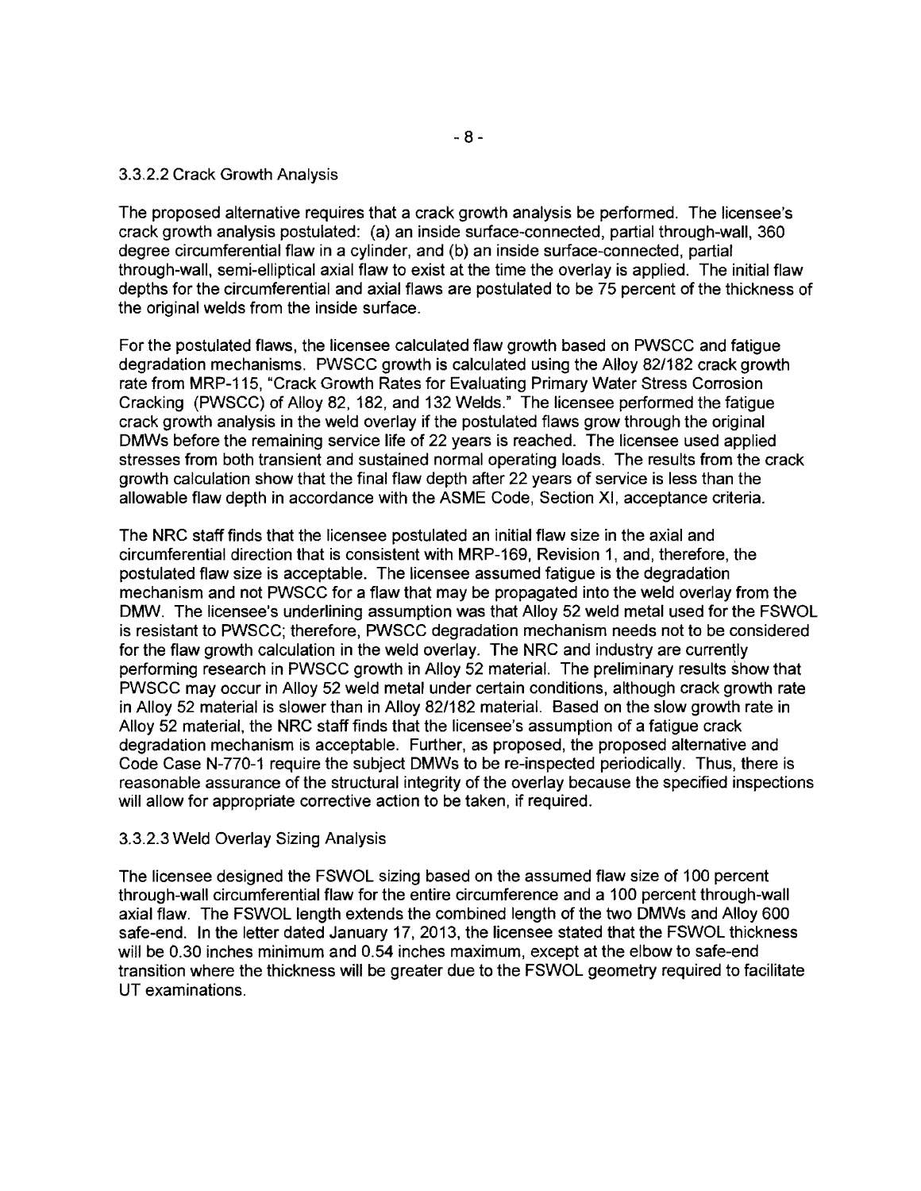#### 3.3.2.2 Crack Growth Analysis

The proposed alternative requires that a crack growth analysis be performed. The licensee's crack growth analysis postulated: (a) an inside surface-connected, partial through-wall, 360 degree circumferential flaw in a cylinder, and (b) an inside surface-connected, partial through-wall, semi-elliptical axial flaw to exist at the time the overlay is applied. The initial flaw depths for the circumferential and axial flaws are postulated to be 75 percent of the thickness of the original welds from the inside surface.

For the postulated flaws, the licensee calculated flaw growth based on PWSCC and fatigue degradation mechanisms. PWSCC growth is calculated using the Alloy 82/182 crack growth rate from MRP-115, "Crack Growth Rates for Evaluating Primary Water Stress Corrosion Cracking (PWSCC) of Alloy 82, 182, and 132 Welds." The licensee performed the fatigue crack growth analysis in the weld overlay if the postulated flaws grow through the original DMWs before the remaining service life of 22 years is reached. The licensee used applied stresses from both transient and sustained normal operating loads. The results from the crack growth calculation show that the final flaw depth after 22 years of service is less than the allowable flaw depth in accordance with the ASME Code, Section XI, acceptance criteria.

The NRC staff finds that the licensee postulated an initial flaw size in the axial and circumferential direction that is consistent with MRP-169, Revision 1, and, therefore, the postulated flaw size is acceptable. The licensee assumed fatigue is the degradation mechanism and not PWSCC for a flaw that may be propagated into the weld overlay from the DMW. The licensee's underlining assumption was that Alloy 52 weld metal used for the FSWOL is resistant to PWSCC; therefore, PWSCC degradation mechanism needs not to be considered for the flaw growth calculation in the weld overlay. The NRC and industry are currently performing research in PWSCC growth in Alloy 52 material. The preliminary results show that PWSCC may occur in Alloy 52 weld metal under certain conditions, although crack growth rate in Alloy 52 material is slower than in Alloy 82/182 material. Based on the slow growth rate in Alloy 52 material, the NRC staff finds that the licensee's assumption of a fatigue crack degradation mechanism is acceptable. Further, as proposed, the proposed alternative and Code Case N-770-1 require the subject DMWs to be re-inspected periodically. Thus, there is reasonable assurance of the structural integrity of the overlay because the specified inspections will allow for appropriate corrective action to be taken, if required.

#### 3.3.2.3 Weld Overlay Sizing Analysis

The licensee designed the FSWOL sizing based on the assumed flaw size of 100 percent through-wall circumferential flaw for the entire circumference and a 100 percent through-wall axial flaw. The FSWOL length extends the combined length of the two DMWs and Alloy 600 safe-end. In the letter dated January 17, 2013, the licensee stated that the FSWOL thickness will be 0.30 inches minimum and 0.54 inches maximum, except at the elbow to safe-end transition where the thickness will be greater due to the FSWOL geometry required to facilitate UT examinations.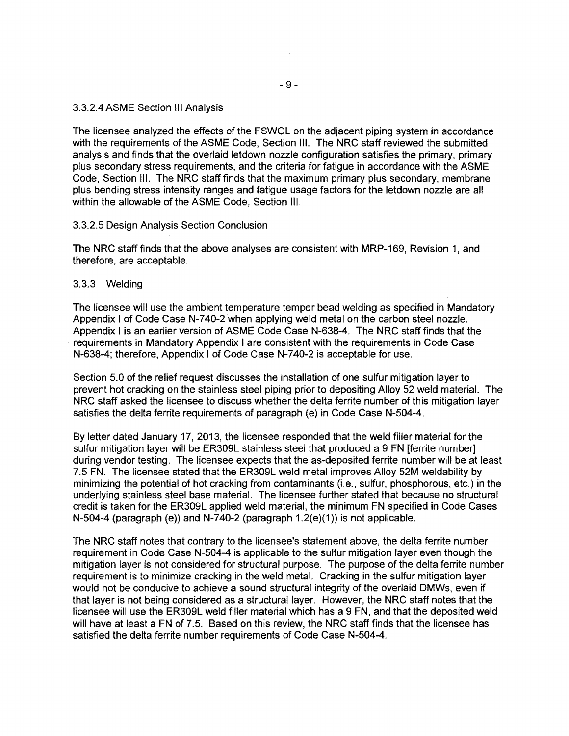#### 3.3.2.4 ASME Section III Analysis

The licensee analyzed the effects of the FSWOL on the adjacent piping system in accordance with the requirements of the ASME Code, Section III. The NRC staff reviewed the submitted analysis and finds that the overlaid letdown nozzle configuration satisfies the primary, primary plus secondary stress requirements, and the criteria for fatigue in accordance with the ASME Code, Section III. The NRC staff finds that the maximum primary plus secondary, membrane plus bending stress intensity ranges and fatigue usage factors for the letdown nozzle are all within the allowable of the ASME Code, Section III.

#### 3.3.2.5 Design Analysis Section Conclusion

The NRC staff finds that the above analyses are consistent with MRP-169, Revision 1, and therefore, are acceptable.

### 3.3.3 Welding

The licensee will use the ambient temperature temper bead welding as specified in Mandatory Appendix I of Code Case N-740-2 when applying weld metal on the carbon steel nozzle. Appendix I is an earlier version of ASME Code Case N-638-4. The NRC staff finds that the requirements in Mandatory Appendix I are consistent with the requirements in Code Case N-638-4; therefore, Appendix I of Code Case N-740-2 is acceptable for use.

Section 5.0 of the relief request discusses the installation of one sulfur mitigation layer to prevent hot cracking on the stainless steel piping prior to depositing Alloy 52 weld material. The NRC staff asked the licensee to discuss whether the delta ferrite number of this mitigation layer satisfies the delta ferrite requirements of paragraph (e) in Code Case N-504-4.

By letter dated January 17, 2013, the licensee responded that the weld filler material for the sulfur mitigation layer will be ER309L stainless steel that produced a 9 FN [ferrite number] during vendor testing. The licensee expects that the as-deposited ferrite number will be at least 7.5 FN. The licensee stated that the ER309L weld metal improves Alloy 52M weldability by minimizing the potential of hot cracking from contaminants (i.e., sulfur, phosphorous, etc.) in the underlying stainless steel base material. The licensee further stated that because no structural credit is taken for the ER309L applied weld material, the minimum FN specified in Code Cases N-504-4 (paragraph (e)) and N-740-2 (paragraph 1.2(e)(1)) is not applicable.

The NRC staff notes that contrary to the licensee's statement above, the delta ferrite number requirement in Code Case N-504-4 is applicable to the sulfur mitigation layer even though the mitigation layer is not considered for structural purpose. The purpose of the delta ferrite number requirement is to minimize cracking in the weld metal. Cracking in the sulfur mitigation layer would not be conducive to achieve a sound structural integrity of the overlaid DMWs, even if that layer is not being considered as a structural layer. However, the NRC staff notes that the licensee will use the ER309L weld filler material which has a 9 FN, and that the deposited weld will have at least a FN of 7.5. Based on this review, the NRC staff finds that the licensee has satisfied the delta ferrite number requirements of Code Case N-504-4.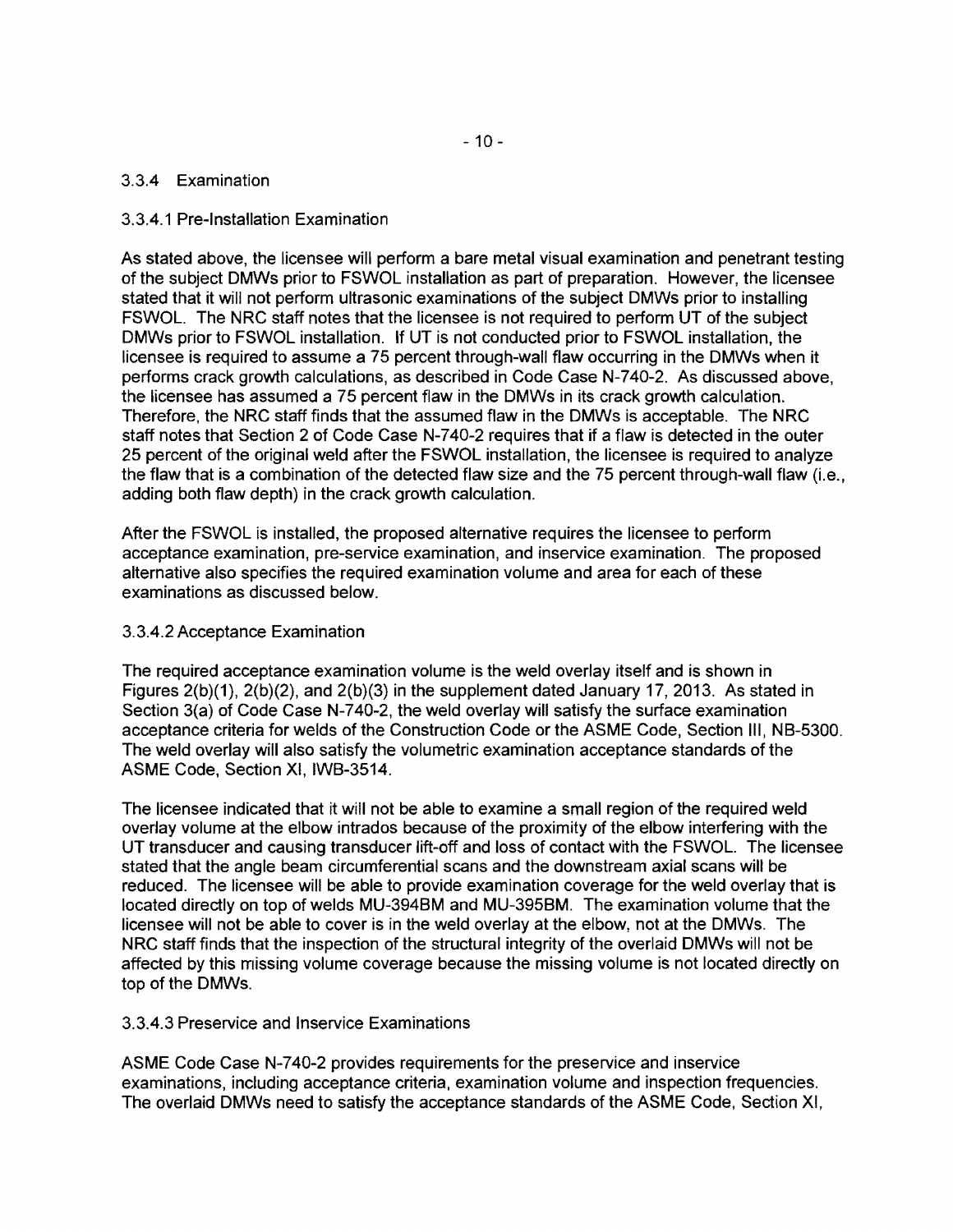### 3.3.4 Examination

#### 3.3.4.1 Pre-Installation Examination

As stated above, the licensee will perform a bare metal visual examination and penetrant testing of the subject DMWs prior to FSWOL installation as part of preparation. However, the licensee stated that it will not perform ultrasonic examinations of the subject DMWs prior to installing FSWOL. The NRC staff notes that the licensee is not required to perform UT of the subject DMWs prior to FSWOL installation. If UT is not conducted prior to FSWOL installation, the licensee is required to assume a 75 percent through-wall flaw occurring in the DMWs when it performs crack growth calculations, as described in Code Case N-740-2. As discussed above, the licensee has assumed a 75 percent flaw in the DMWs in its crack growth calculation. Therefore, the NRC staff finds that the assumed flaw in the DMWs is acceptable. The NRC staff notes that Section 2 of Code Case N-740-2 requires that if a flaw is detected in the outer 25 percent of the original weld after the FSWOL installation, the licensee is required to analyze the flaw that is a combination of the detected flaw size and the 75 percent through-wall flaw (i.e., adding both flaw depth) in the crack growth calculation.

After the FSWOL is installed, the proposed alternative requires the licensee to perform acceptance examination, pre-service examination, and inservice examination. The proposed alternative also specifies the required examination volume and area for each of these examinations as discussed below.

#### 3.3.4.2 Acceptance Examination

The required acceptance examination volume is the weld overlay itself and is shown in Figures 2(b)(1), 2(b)(2), and 2(b)(3) in the supplement dated January 17, 2013. As stated in Section 3(a) of Code Case N-740-2, the weld overlay will satisfy the surface examination acceptance criteria for welds of the Construction Code or the ASME Code, Section III, NB-5300. The weld overlay will also satisfy the volumetric examination acceptance standards of the ASME Code, Section XI, IWB-3514.

The licensee indicated that it will not be able to examine a small region of the required weld overlay volume at the elbow intrados because of the proximity of the elbow interfering with the UT transducer and causing transducer lift-off and loss of contact with the FSWOL. The licensee stated that the angle beam circumferential scans and the downstream axial scans will be reduced. The licensee will be able to provide examination coverage for the weld overlay that is located directly on top of welds MU-394BM and MU-395BM. The examination volume that the licensee will not be able to cover is in the weld overlay at the elbow, not at the DMWs. The NRC staff finds that the inspection of the structural integrity of the overlaid DMWs will not be affected by this missing volume coverage because the missing volume is not located directly on top of the DMWs.

#### 3.3.4.3 Preservice and Inservice Examinations

ASME Code Case N-740-2 provides requirements for the preservice and inservice examinations, including acceptance criteria, examination volume and inspection frequencies. The overlaid DMWs need to satisfy the acceptance standards of the ASME Code, Section XI,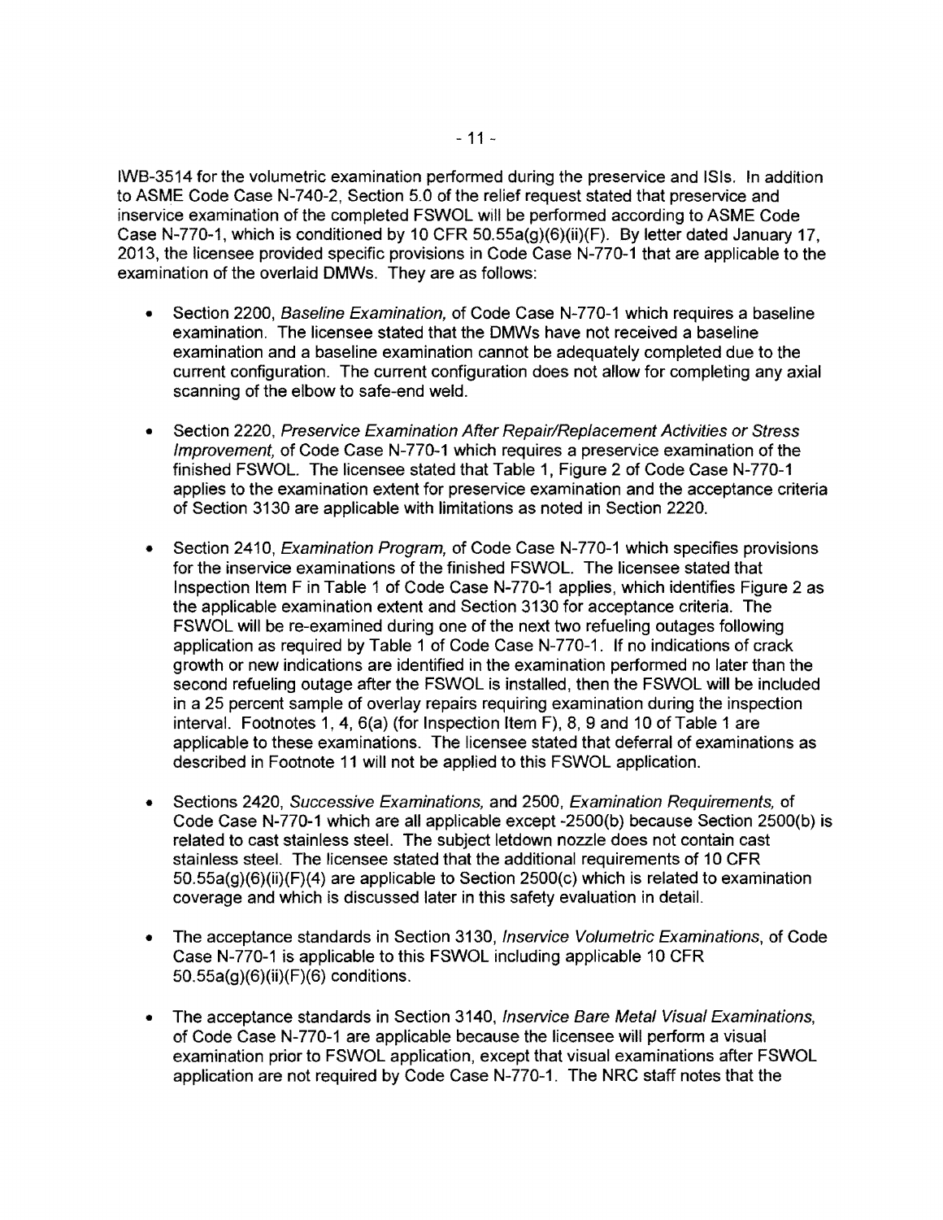IWB-3514 for the volumetric examination performed during the preservice and ISIs. In addition to ASME Code Case N-740-2, Section 5.0 of the relief request stated that preservice and inservice examination of the completed FSWOL will be performed according to ASME Code Case N-770-1, which is conditioned by 10 CFR 50.55a(g)(6)(ii)(F). By letter dated January 17, 2013, the licensee provided specific provisions in Code Case N-770-1 that are applicable to the examination of the overlaid DMWs. They are as follows:

- Section 2200, *Baseline Examination,* of Code Case N-770-1 which requires a baseline examination. The licensee stated that the DMWs have not received a baseline examination and a baseline examination cannot be adequately completed due to the current configuration. The current configuration does not allow for completing any axial scanning of the elbow to safe-end weld.
- Section 2220, *Preservice Examination After Repair/Replacement Activities or Stress Improvement,* of Code Case N-770-1 which requires a preservice examination of the finished FSWOL. The licensee stated that Table 1, Figure 2 of Code Case N-770-1 applies to the examination extent for preservice examination and the acceptance criteria of Section 3130 are applicable with limitations as noted in Section 2220.
- Section 2410, *Examination Program,* of Code Case N-770-1 which specifies provisions for the inservice examinations of the finished FSWOL. The licensee stated that Inspection Item F in Table 1 of Code Case N-770-1 applies, which identifies Figure 2 as the applicable examination extent and Section 3130 for acceptance criteria. The FSWOL will be re-examined during one of the next two refueling outages following application as required by Table 1 of Code Case N-770-1. If no indications of crack growth or new indications are identified in the examination performed no later than the second refueling outage after the FSWOL is installed, then the FSWOL will be included in a 25 percent sample of overlay repairs requiring examination during the inspection interval. Footnotes 1, 4, 6(a) (for Inspection Item F), 8, 9 and 10 of Table 1 are applicable to these examinations. The licensee stated that deferral of examinations as described in Footnote 11 will not be applied to this FSWOL application.
- Sections 2420, *Successive Examinations,* and 2500, *Examination Requirements,* of Code Case N-770-1 which are all applicable except -2500(b) because Section 2500(b) is related to cast stainless steel. The subject letdown nozzle does not contain cast stainless steel. The licensee stated that the additional requirements of 10 CFR 50.55a(g)(6)(ii)(F)(4) are applicable to Section 2500(c) which is related to examination coverage and which is discussed later in this safety evaluation in detail.
- The acceptance standards in Section 3130, *Inservice Volumetric Examinations,* of Code Case N-770-1 is applicable to this FSWOL including applicable 10 CFR 50.55a(g)(6)(ii)(F)(6) conditions.
- The acceptance standards in Section 3140, *Inservice Bare Metal Visual Examinations,* of Code Case N-770-1 are applicable because the licensee will perform a visual examination prior to FSWOL application, except that visual examinations after FSWOL application are not required by Code Case N-770-1. The NRC staff notes that the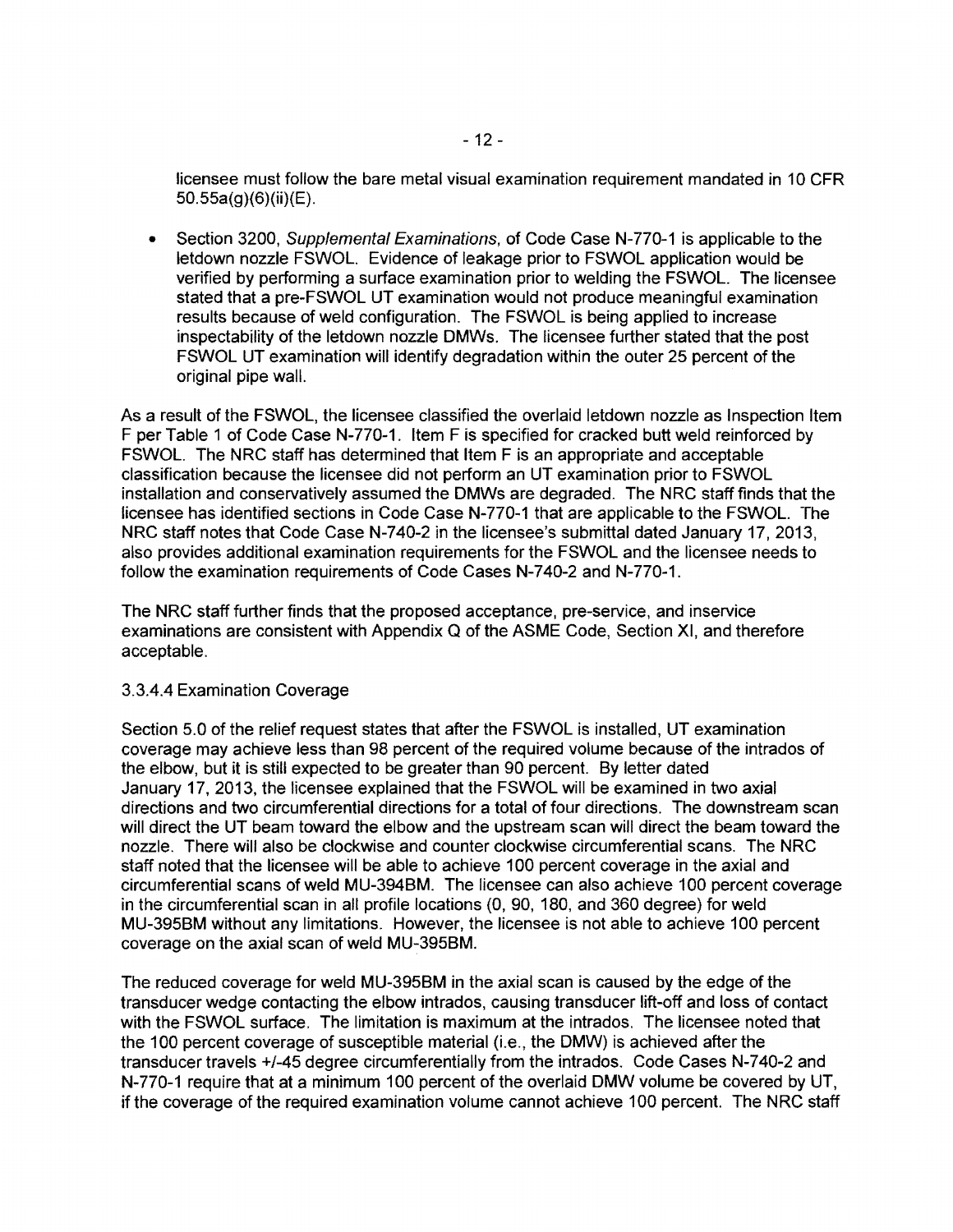licensee must follow the bare metal visual examination requirement mandated in 10 CFR 50.55a(g)(6)(ii)(E).

- Section 3200, *Supplemental Examinations*, of Code Case N-770-1 is applicable to the letdown nozzle FSWOL. Evidence of leakage prior to FSWOL application would be verified by performing a surface examination prior to welding the FSWOL. The licensee stated that a pre-FSWOL UT examination would not produce meaningful examination results because of weld configuration. The FSWOL is being applied to increase inspectability of the letdown nozzle DMWs. The licensee further stated that the post FSWOL UT examination will identify degradation within the outer 25 percent of the original pipe wall.

As a result of the FSWOL, the licensee classified the overlaid letdown nozzle as Inspection Item F per Table 1 of Code Case N-770-1. Item F is specified for cracked butt weld reinforced by FSWOL. The NRC staff has determined that Item F is an appropriate and acceptable classification because the licensee did not perform an UT examination prior to FSWOL installation and conservatively assumed the DMWs are degraded. The NRC staff finds that the licensee has identified sections in Code Case N-770-1 that are applicable to the FSWOL. The NRC staff notes that Code Case N-740-2 in the licensee's submittal dated January 17, 2013, also provides additional examination requirements for the FSWOL and the licensee needs to follow the examination requirements of Code Cases N-740-2 and N-770-1.

The NRC staff further finds that the proposed acceptance, pre-service, and inservice examinations are consistent with Appendix Q of the ASME Code, Section XI, and therefore acceptable.

3.3.4.4 Examination Coverage

Section 5.0 of the relief request states that after the FSWOL is installed, UT examination coverage may achieve less than 98 percent of the required volume because of the intrados of the elbow, but it is still expected to be greater than 90 percent. By letter dated January 17, 2013, the licensee explained that the FSWOL will be examined in two axial directions and two circumferential directions for a total of four directions. The downstream scan will direct the UT beam toward the elbow and the upstream scan will direct the beam toward the nozzle. There will also be clockwise and counter clockwise circumferential scans. The NRC staff noted that the licensee will be able to achieve 100 percent coverage in the axial and circumferential scans of weld MU-394BM. The licensee can also achieve 100 percent coverage in the circumferential scan in all profile locations (0, 90, 180, and 360 degree) for weld MU-395BM without any limitations. However, the licensee is not able to achieve 100 percent coverage on the axial scan of weld MU-395BM.

The reduced coverage for weld MU-395BM in the axial scan is caused by the edge of the transducer wedge contacting the elbow intrados, causing transducer lift-off and loss of contact with the FSWOL surface. The limitation is maximum at the intrados. The licensee noted that the 100 percent coverage of susceptible material (i.e., the DMW) is achieved after the transducer travels +/-45 degree circumferentially from the intrados. Code Cases N-740-2 and N-770-1 require that at a minimum 100 percent of the overlaid DMW volume be covered by UT, if the coverage of the required examination volume cannot achieve 100 percent. The NRC staff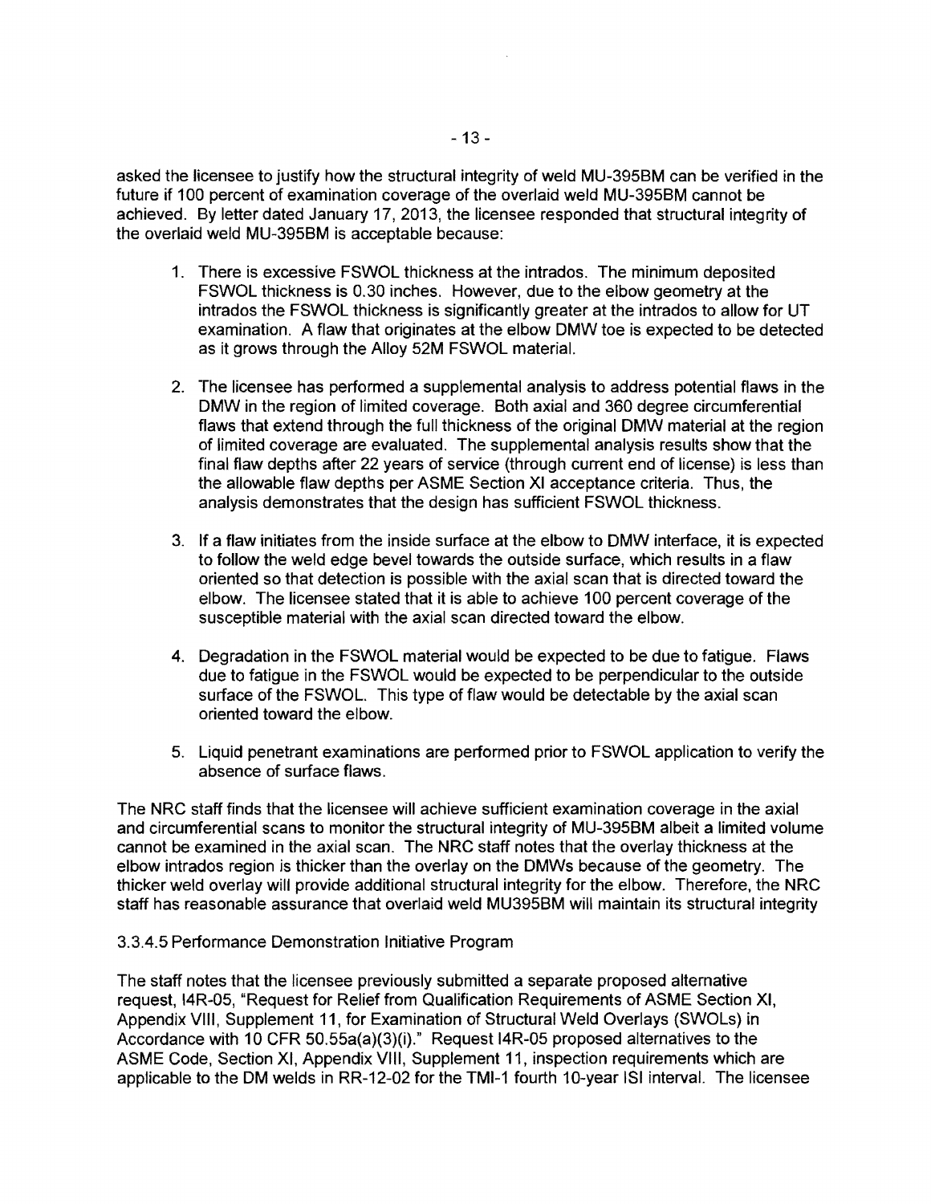asked the licensee to justify how the structural integrity of weld MU-395BM can be verified in the future if 100 percent of examination coverage of the overlaid weld MU-395BM cannot be achieved. By letter dated January 17, 2013, the licensee responded that structural integrity of the overlaid weld MU-395BM is acceptable because:

1. There is excessive FSWOL thickness at the intrados. The minimum deposited FSWOL thickness is 0.30 inches. However, due to the elbow geometry at the intrados the FSWOL thickness is significantly greater at the intrados to allow for UT examination. A flaw that originates at the elbow DMW toe is expected to be detected as it grows through the Alloy 52M FSWOL material.

2. The licensee has performed a supplemental analysis to address potential flaws in the DMW in the region of limited coverage. Both axial and 360 degree circumferential flaws that extend through the full thickness of the original DMW material at the region of limited coverage are evaluated. The supplemental analysis results show that the final flaw depths after 22 years of service (through current end of license) is less than the allowable flaw depths per ASME Section XI acceptance criteria. Thus, the analysis demonstrates that the design has sufficient FSWOL thickness.

3. If a flaw initiates from the inside surface at the elbow to DMW interface, it is expected to follow the weld edge bevel towards the outside surface, which results in a flaw oriented so that detection is possible with the axial scan that is directed toward the elbow. The licensee stated that it is able to achieve 100 percent coverage of the susceptible material with the axial scan directed toward the elbow.

4. Degradation in the FSWOL material would be expected to be due to fatigue. Flaws due to fatigue in the FSWOL would be expected to be perpendicular to the outside surface of the FSWOL. This type of flaw would be detectable by the axial scan oriented toward the elbow.

5. Liquid penetrant examinations are performed prior to FSWOL application to verify the absence of surface flaws.

The NRC staff finds that the licensee will achieve sufficient examination coverage in the axial and circumferential scans to monitor the structural integrity of MU-395BM albeit a limited volume cannot be examined in the axial scan. The NRC staff notes that the overlay thickness at the elbow intrados region is thicker than the overlay on the DMWs because of the geometry. The thicker weld overlay will provide additional structural integrity for the elbow. Therefore, the NRC staff has reasonable assurance that overlaid weld MU395BM will maintain its structural integrity

3.3.4.5 Performance Demonstration Initiative Program

The staff notes that the licensee previously submitted a separate proposed alternative request, I4R-05, "Request for Relief from Qualification Requirements of ASME Section XI, Appendix VIII, Supplement 11, for Examination of Structural Weld Overlays (SWOLs) in Accordance with 10 CFR 50.55a(a)(3)(i)." Request I4R-05 proposed alternatives to the ASME Code, Section XI, Appendix VIII, Supplement 11, inspection requirements which are applicable to the DM welds in RR-12-02 for the TMI-1 fourth 10-year ISI interval. The licensee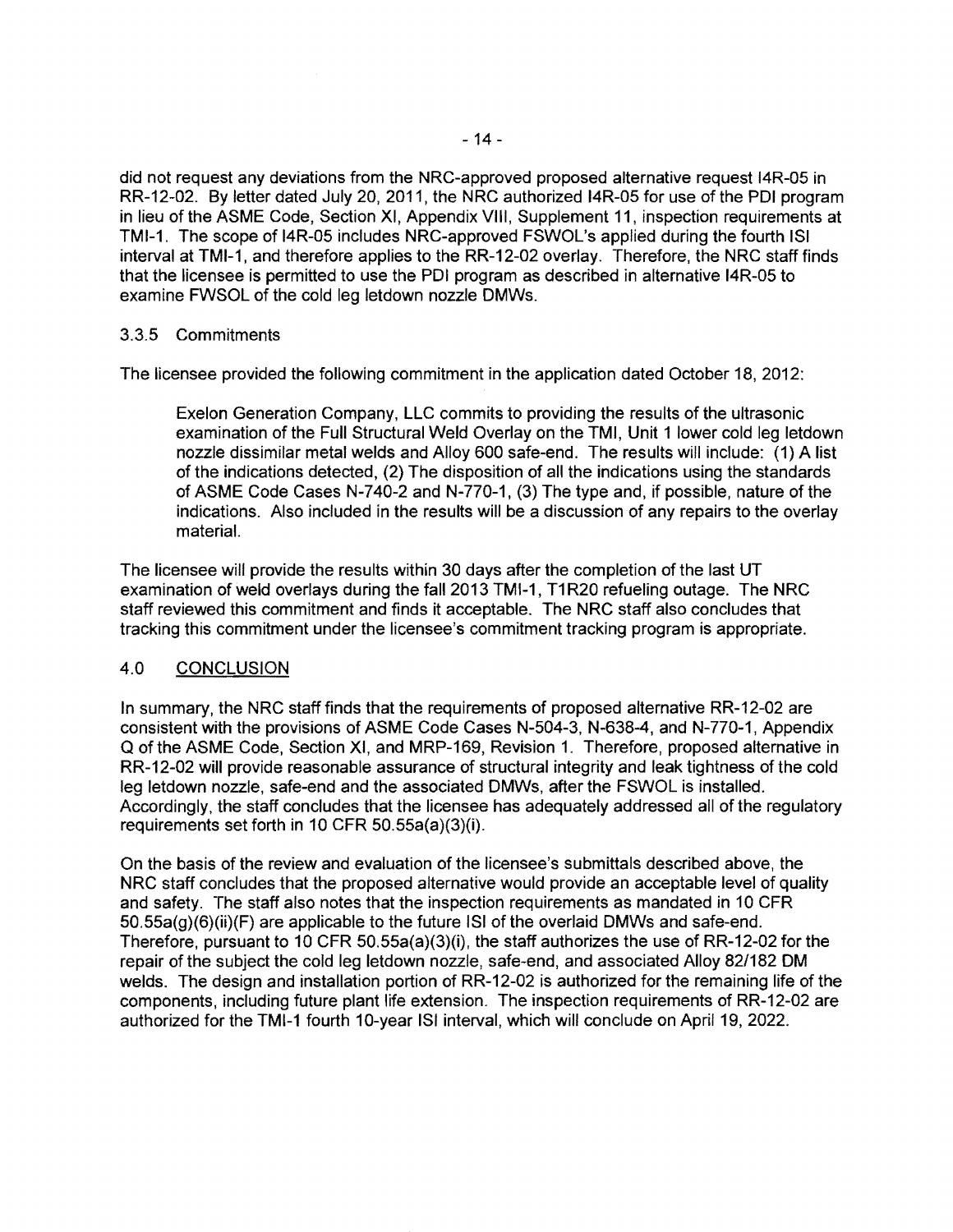did not request any deviations from the NRC-approved proposed alternative request I4R-05 in RR-12-02. By letter dated July 20, 2011, the NRC authorized I4R-05 for use of the PDI program in lieu of the ASME Code, Section XI, Appendix VIII, Supplement 11, inspection requirements at TMI-1. The scope of I4R-05 includes NRC-approved FSWOL's applied during the fourth ISI interval at TMI-1, and therefore applies to the RR-12-02 overlay. Therefore, the NRC staff finds that the licensee is permitted to use the PDI program as described in alternative I4R-05 to examine FWSOL of the cold leg letdown nozzle DMWs.

### 3.3.5 Commitments

The licensee provided the following commitment in the application dated October 18, 2012:

> Exelon Generation Company, LLC commits to providing the results of the ultrasonic examination of the Full Structural Weld Overlay on the TMI, Unit 1 lower cold leg letdown nozzle dissimilar metal welds and Alloy 600 safe-end. The results will include: (1) A list of the indications detected, (2) The disposition of all the indications using the standards of ASME Code Cases N-740-2 and N-770-1, (3) The type and, if possible, nature of the indications. Also included in the results will be a discussion of any repairs to the overlay material.

The licensee will provide the results within 30 days after the completion of the last UT examination of weld overlays during the fall 2013 TMI-1, T1R20 refueling outage. The NRC staff reviewed this commitment and finds it acceptable. The NRC staff also concludes that tracking this commitment under the licensee's commitment tracking program is appropriate.

## 4.0 CONCLUSION

In summary, the NRC staff finds that the requirements of proposed alternative RR-12-02 are consistent with the provisions of ASME Code Cases N-504-3, N-638-4, and N-770-1, Appendix Q of the ASME Code, Section XI, and MRP-169, Revision 1. Therefore, proposed alternative in RR-12-02 will provide reasonable assurance of structural integrity and leak tightness of the cold leg letdown nozzle, safe-end and the associated DMWs, after the FSWOL is installed. Accordingly, the staff concludes that the licensee has adequately addressed all of the regulatory requirements set forth in 10 CFR 50.55a(a)(3)(i).

On the basis of the review and evaluation of the licensee's submittals described above, the NRC staff concludes that the proposed alternative would provide an acceptable level of quality and safety. The staff also notes that the inspection requirements as mandated in 10 CFR 50.55a(g)(6)(ii)(F) are applicable to the future ISI of the overlaid DMWs and safe-end. Therefore, pursuant to 10 CFR 50.55a(a)(3)(i), the staff authorizes the use of RR-12-02 for the repair of the subject the cold leg letdown nozzle, safe-end, and associated Alloy 82/182 DM welds. The design and installation portion of RR-12-02 is authorized for the remaining life of the components, including future plant life extension. The inspection requirements of RR-12-02 are authorized for the TMI-1 fourth 10-year ISI interval, which will conclude on April 19, 2022.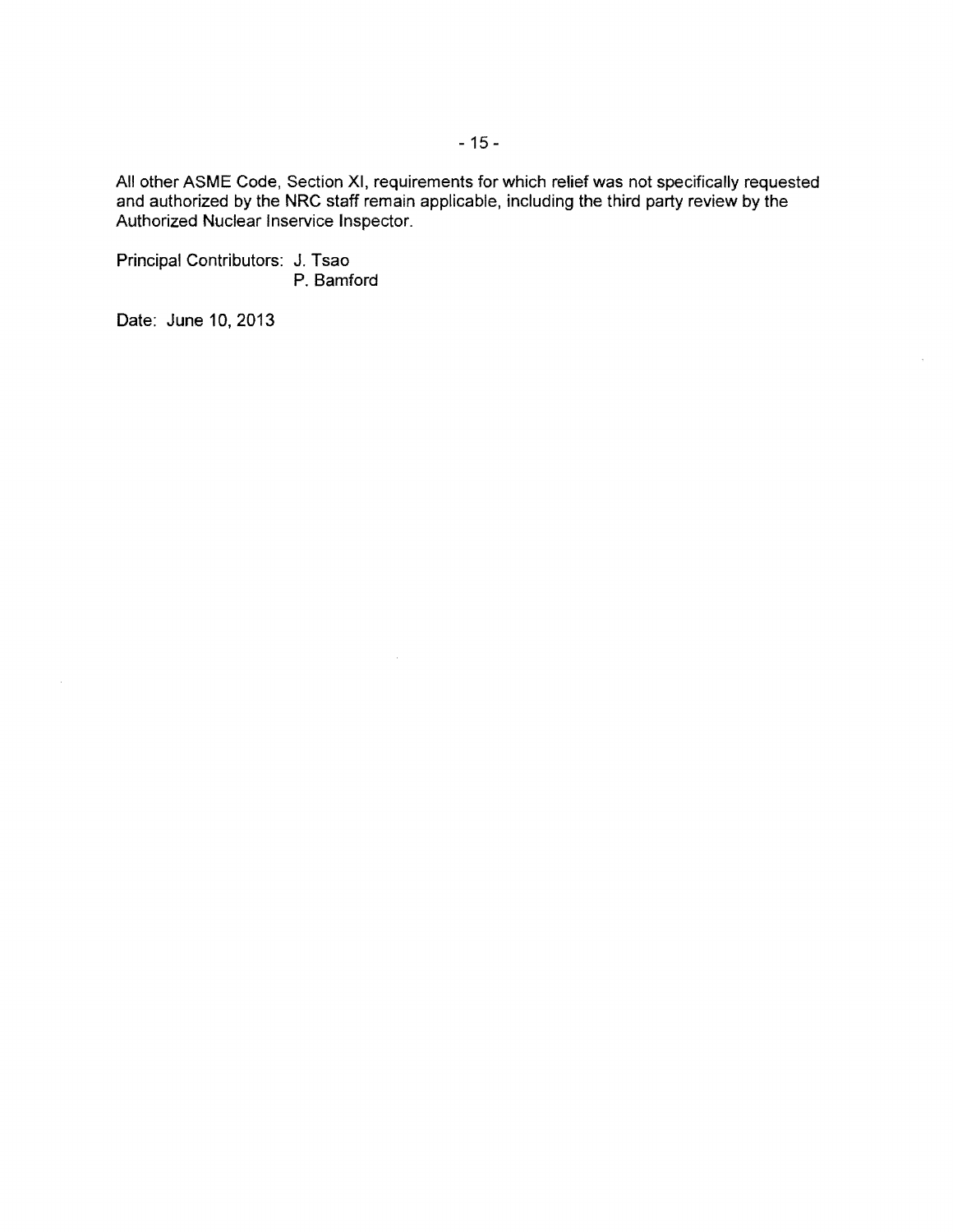All other ASME Code, Section XI, requirements for which relief was not specifically requested and authorized by the NRC staff remain applicable, including the third party review by the Authorized Nuclear Inservice Inspector.

Principal Contributors: J. Tsao
P. Bamford

Date: June 10, 2013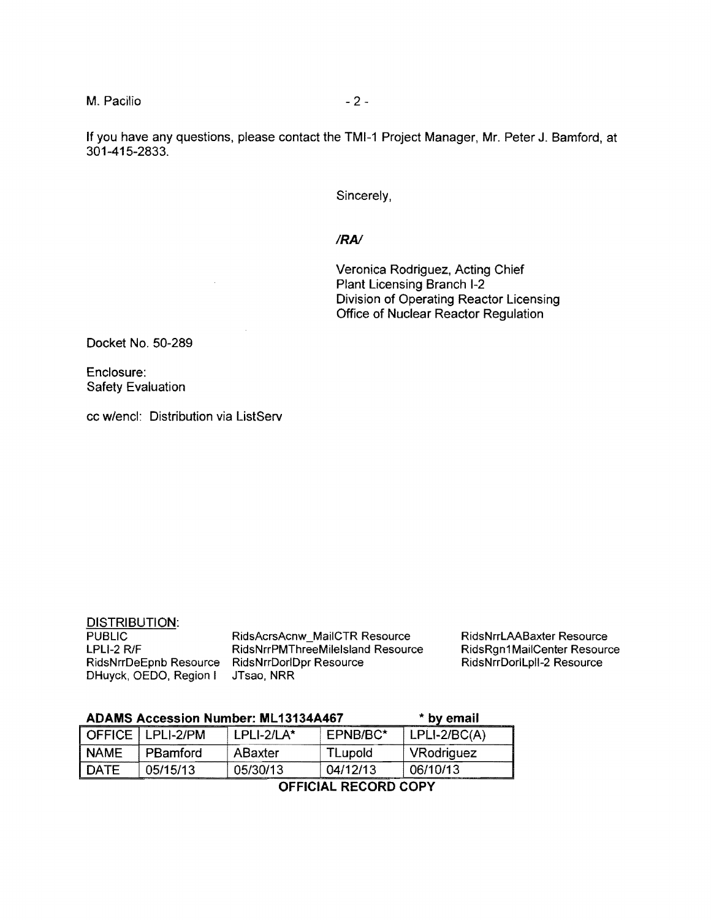If you have any questions, please contact the TMI-1 Project Manager, Mr. Peter J. Bamford, at 301-415-2833.

Sincerely,

*/RA/*

Veronica Rodriguez, Acting Chief
Plant Licensing Branch I-2
Division of Operating Reactor Licensing
Office of Nuclear Reactor Regulation

Docket No. 50-289

Enclosure:
Safety Evaluation

cc w/encl: Distribution via ListServ

DISTRIBUTION:
PUBLIC
LPLI-2 R/F
RidsNrrDeEpnb Resource
DHuyck, OEDO, Region I
RidsAcrsAcnw_MailCTR Resource
RidsNrrPMThreeMileIsland Resource
RidsNrrDorlDpr Resource
JTsao, NRR
RidsNrrLAABaxter Resource
RidsRgn1MailCenter Resource
RidsNrrDorlLpll-2 Resource

**ADAMS Accession Number: ML13134A467** * by email

| OFFICE | LPLI-2/PM | LPLI-2/LA* | EPNB/BC* | LPLI-2/BC(A) |
|---|---|---|---|---|
| NAME | PBamford | ABaxter | TLupold | VRodriguez |
| DATE | 05/15/13 | 05/30/13 | 04/12/13 | 06/10/13 |

**OFFICIAL RECORD COPY**